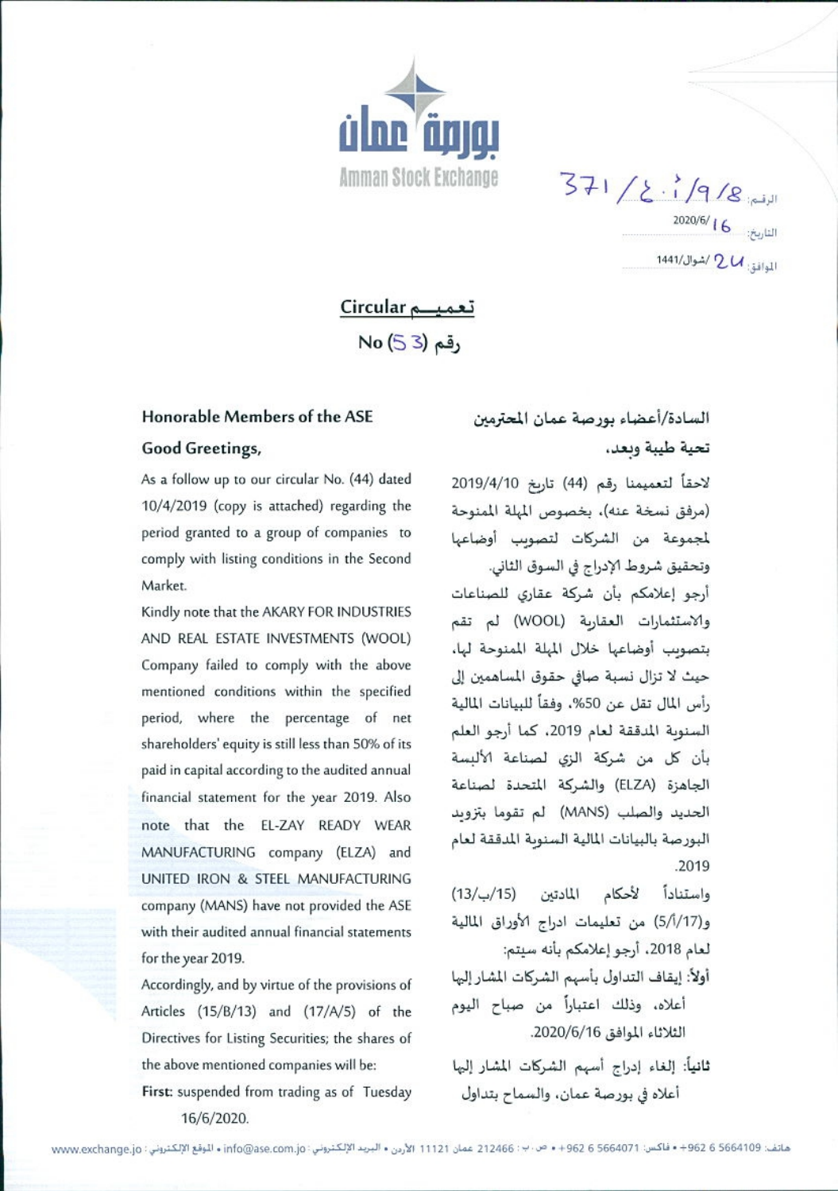بورصة عمان

Amman Stock Exchange

الرقم: 371/ع.أ/9/8

التاريخ: 2020/6/16

الموافق: 24/شوال/1441

## تعميم Circular

رقم (53) No

السادة/أعضاء بورصة عمان المحترمين

تحية طيبة وبعد،

لاحقاً لتعميمنا رقم (44) تاريخ 2019/4/10 (مرفق نسخة عنه)، بخصوص المهلة الممنوحة لمجموعة من الشركات لتصويب أوضاعها وتحقيق شروط الإدراج في السوق الثاني.

أرجو إعلامكم بأن شركة عقاري للصناعات والاستثمارات العقارية (WOOL) لم تقم بتصويب أوضاعها خلال المهلة الممنوحة لها، حيث لا تزال نسبة صافي حقوق المساهمين إلى رأس المال تقل عن 50%، وفقاً للبيانات المالية السنوية المدققة لعام 2019، كما أرجو العلم بأن كل من شركة الزي لصناعة الألبسة الجاهزة (ELZA) والشركة المتحدة لصناعة الحديد والصلب (MANS) لم تقوما بتزويد البورصة بالبيانات المالية السنوية المدققة لعام 2019.

واستناداً لأحكام المادتين (15/ب/13) و(17/أ/5) من تعليمات ادراج الأوراق المالية لعام 2018، أرجو إعلامكم بأنه سيتم:

أولاً: إيقاف التداول بأسهم الشركات المشار إليها أعلاه، وذلك اعتباراً من صباح اليوم الثلاثاء الموافق 2020/6/16.

ثانياً: إلغاء إدراج أسهم الشركات المشار إليها أعلاه في بورصة عمان، والسماح بتداول

**Honorable Members of the ASE**

**Good Greetings,**

As a follow up to our circular No. (44) dated 10/4/2019 (copy is attached) regarding the period granted to a group of companies to comply with listing conditions in the Second Market.

Kindly note that the AKARY FOR INDUSTRIES AND REAL ESTATE INVESTMENTS (WOOL) Company failed to comply with the above mentioned conditions within the specified period, where the percentage of net shareholders' equity is still less than 50% of its paid in capital according to the audited annual financial statement for the year 2019. Also note that the EL-ZAY READY WEAR MANUFACTURING company (ELZA) and UNITED IRON & STEEL MANUFACTURING company (MANS) have not provided the ASE with their audited annual financial statements for the year 2019.

Accordingly, and by virtue of the provisions of Articles (15/B/13) and (17/A/5) of the Directives for Listing Securities; the shares of the above mentioned companies will be:

**First:** suspended from trading as of Tuesday 16/6/2020.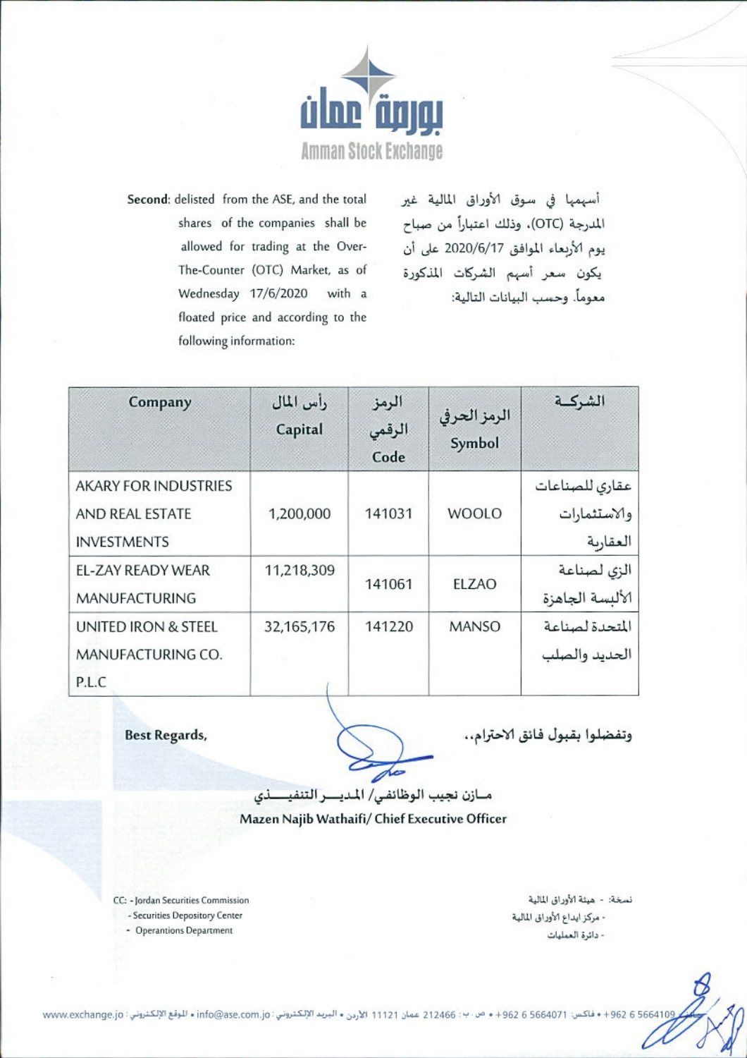بورصة عمان

Amman Stock Exchange

**Second**: delisted from the ASE, and the total shares of the companies shall be allowed for trading at the Over-The-Counter (OTC) Market, as of Wednesday 17/6/2020 with a floated price and according to the following information:

أسهمها في سوق الأوراق المالية غير المدرجة (OTC)، وذلك اعتباراً من صباح يوم الأربعاء الموافق 2020/6/17 على أن يكون سعر أسهم الشركات المذكورة معوماً. وحسب البيانات التالية:

| Company | رأس المال Capital | الرمز الرقمي Code | الرمز الحرفي Symbol | الشركـة |
|---|---|---|---|---|
| AKARY FOR INDUSTRIES AND REAL ESTATE INVESTMENTS | 1,200,000 | 141031 | WOOLO | عقاري للصناعات والاستثمارات العقارية |
| EL-ZAY READY WEAR MANUFACTURING | 11,218,309 | 141061 | ELZAO | الزي لصناعة الألبسة الجاهزة |
| UNITED IRON & STEEL MANUFACTURING CO. P.L.C | 32,165,176 | 141220 | MANSO | المتحدة لصناعة الحديد والصلب |

**Best Regards,**

وتفضلوا بقبول فائق الاحترام،،

مـازن نجيب الوظائفي/ المديـر التنفيـذي

**Mazen Najib Wathaifi/ Chief Executive Officer**

CC: - Jordan Securities Commission
- Securities Depository Center
- Operantions Department

نسخة: - هيئة الأوراق المالية
- مركز ايداع الأوراق المالية
- دائرة العمليات

www.exchange.jo : الموقع الإلكتروني • info@ase.com.jo : البريد الإلكتروني • عمان 11121 الأردن • ص.ب: 212466 • فاكس: 5664071 6 962+ • 5664109 6 962+